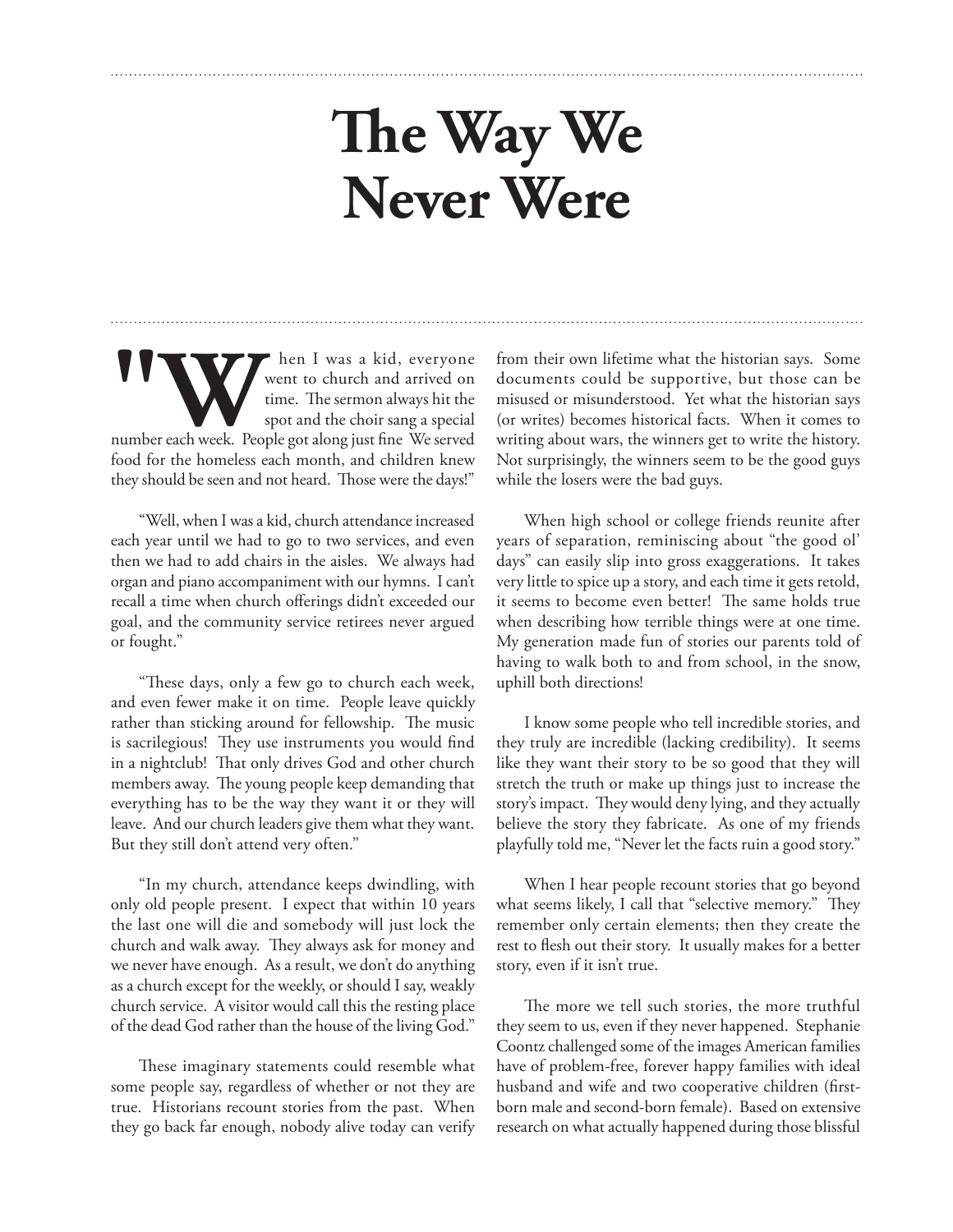# The Way We Never Were

"When I was a kid, everyone went to church and arrived on time. The sermon always hit the spot and the choir sang a special number each week. People got along just fine We served food for the homeless each month, and children knew they should be seen and not heard. Those were the days!"

"Well, when I was a kid, church attendance increased each year until we had to go to two services, and even then we had to add chairs in the aisles. We always had organ and piano accompaniment with our hymns. I can't recall a time when church offerings didn't exceeded our goal, and the community service retirees never argued or fought."

"These days, only a few go to church each week, and even fewer make it on time. People leave quickly rather than sticking around for fellowship. The music is sacrilegious! They use instruments you would find in a nightclub! That only drives God and other church members away. The young people keep demanding that everything has to be the way they want it or they will leave. And our church leaders give them what they want. But they still don't attend very often."

"In my church, attendance keeps dwindling, with only old people present. I expect that within 10 years the last one will die and somebody will just lock the church and walk away. They always ask for money and we never have enough. As a result, we don't do anything as a church except for the weekly, or should I say, weakly church service. A visitor would call this the resting place of the dead God rather than the house of the living God."

These imaginary statements could resemble what some people say, regardless of whether or not they are true. Historians recount stories from the past. When they go back far enough, nobody alive today can verify from their own lifetime what the historian says. Some documents could be supportive, but those can be misused or misunderstood. Yet what the historian says (or writes) becomes historical facts. When it comes to writing about wars, the winners get to write the history. Not surprisingly, the winners seem to be the good guys while the losers were the bad guys.

When high school or college friends reunite after years of separation, reminiscing about "the good ol' days" can easily slip into gross exaggerations. It takes very little to spice up a story, and each time it gets retold, it seems to become even better! The same holds true when describing how terrible things were at one time. My generation made fun of stories our parents told of having to walk both to and from school, in the snow, uphill both directions!

I know some people who tell incredible stories, and they truly are incredible (lacking credibility). It seems like they want their story to be so good that they will stretch the truth or make up things just to increase the story's impact. They would deny lying, and they actually believe the story they fabricate. As one of my friends playfully told me, "Never let the facts ruin a good story."

When I hear people recount stories that go beyond what seems likely, I call that "selective memory." They remember only certain elements; then they create the rest to flesh out their story. It usually makes for a better story, even if it isn't true.

The more we tell such stories, the more truthful they seem to us, even if they never happened. Stephanie Coontz challenged some of the images American families have of problem-free, forever happy families with ideal husband and wife and two cooperative children (first-born male and second-born female). Based on extensive research on what actually happened during those blissful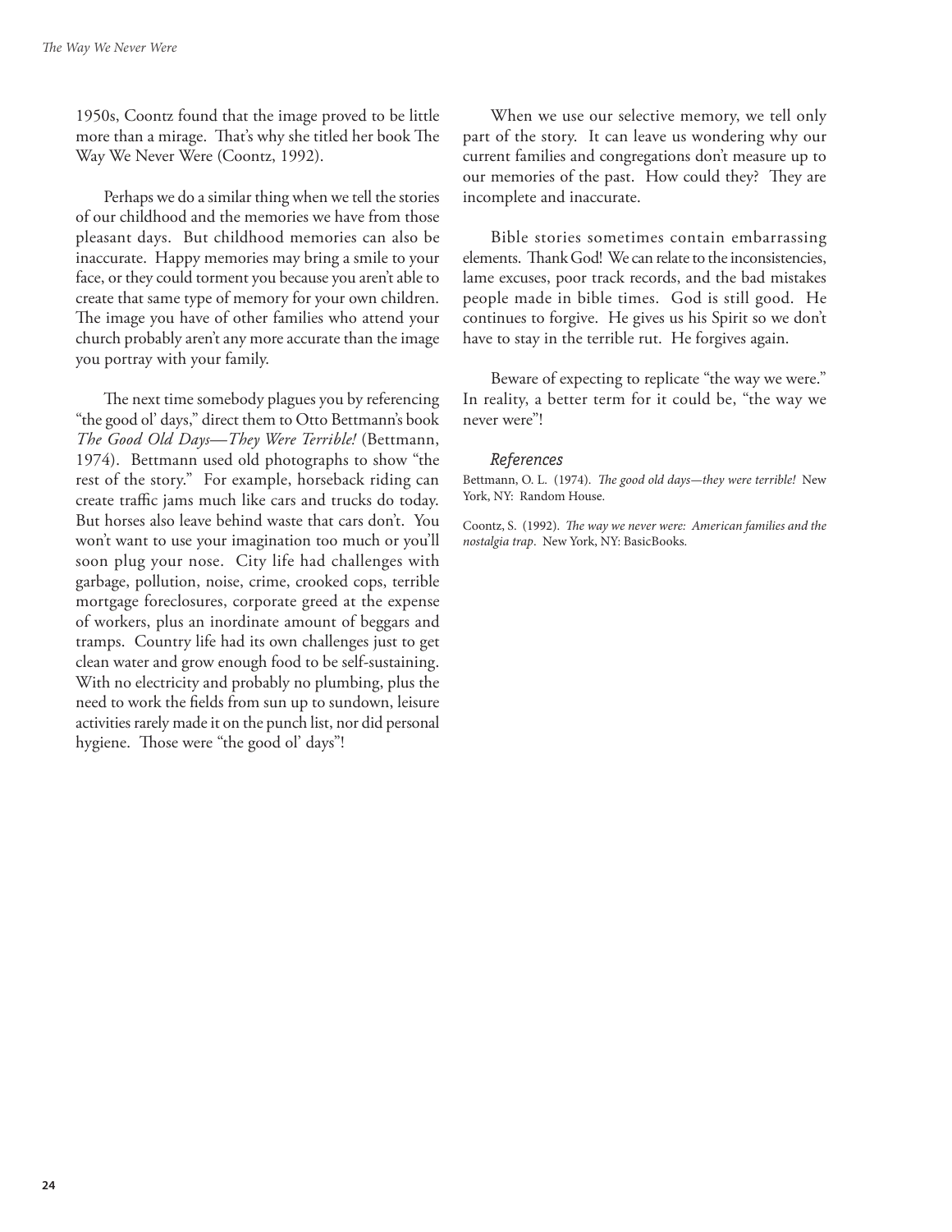1950s, Coontz found that the image proved to be little more than a mirage. That's why she titled her book The Way We Never Were (Coontz, 1992).

Perhaps we do a similar thing when we tell the stories of our childhood and the memories we have from those pleasant days. But childhood memories can also be inaccurate. Happy memories may bring a smile to your face, or they could torment you because you aren't able to create that same type of memory for your own children. The image you have of other families who attend your church probably aren't any more accurate than the image you portray with your family.

The next time somebody plagues you by referencing "the good ol' days," direct them to Otto Bettmann's book *The Good Old Days—They Were Terrible!* (Bettmann, 1974). Bettmann used old photographs to show "the rest of the story." For example, horseback riding can create traffic jams much like cars and trucks do today. But horses also leave behind waste that cars don't. You won't want to use your imagination too much or you'll soon plug your nose. City life had challenges with garbage, pollution, noise, crime, crooked cops, terrible mortgage foreclosures, corporate greed at the expense of workers, plus an inordinate amount of beggars and tramps. Country life had its own challenges just to get clean water and grow enough food to be self-sustaining. With no electricity and probably no plumbing, plus the need to work the fields from sun up to sundown, leisure activities rarely made it on the punch list, nor did personal hygiene. Those were "the good ol' days"!

When we use our selective memory, we tell only part of the story. It can leave us wondering why our current families and congregations don't measure up to our memories of the past. How could they? They are incomplete and inaccurate.

Bible stories sometimes contain embarrassing elements. Thank God! We can relate to the inconsistencies, lame excuses, poor track records, and the bad mistakes people made in bible times. God is still good. He continues to forgive. He gives us his Spirit so we don't have to stay in the terrible rut. He forgives again.

Beware of expecting to replicate "the way we were." In reality, a better term for it could be, "the way we never were"!

### *References*

Bettmann, O. L. (1974). *The good old days—they were terrible!* New York, NY: Random House.

Coontz, S. (1992). *The way we never were: American families and the nostalgia trap*. New York, NY: BasicBooks.